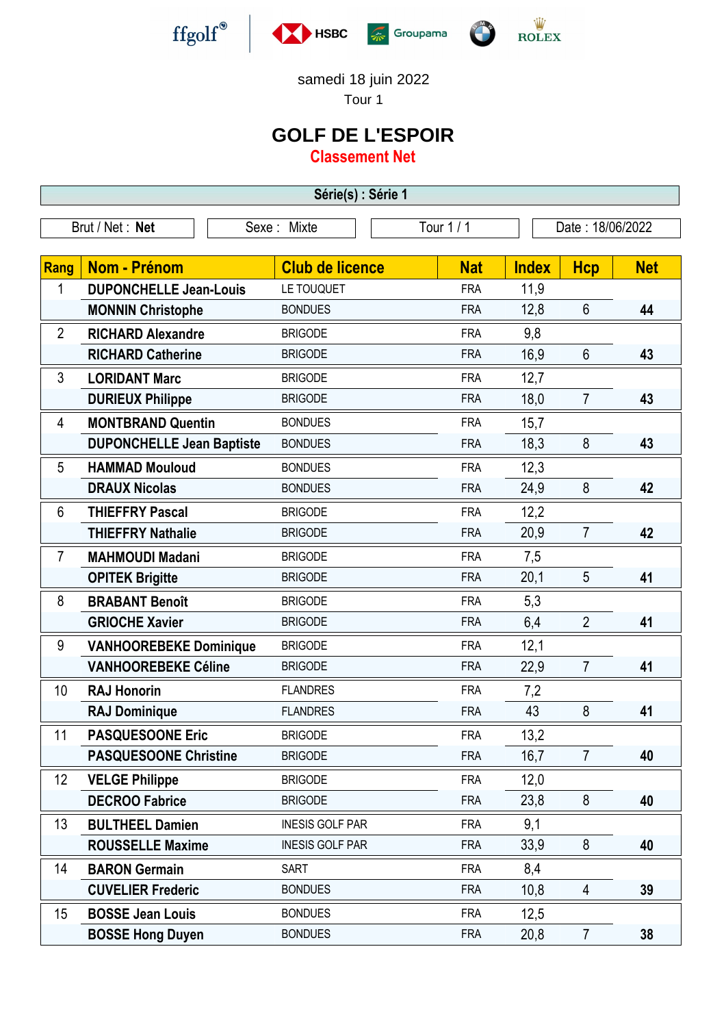samedi 18 juin 2022

Tour 1

# GOLF DE L'ESPOIR

## Classement Net

**Série(s) : Série 1**

| Brut / Net : **Net** | Sexe : Mixte | Tour 1 / 1 | Date : 18/06/2022 |
|---|---|---|---|

| Rang | Nom - Prénom | Club de licence | Nat | Index | Hcp | Net |
|---|---|---|---|---|---|---|
| 1 | **DUPONCHELLE Jean-Louis** | LE TOUQUET | FRA | 11,9 | | |
| | **MONNIN Christophe** | BONDUES | FRA | 12,8 | 6 | **44** |
| 2 | **RICHARD Alexandre** | BRIGODE | FRA | 9,8 | | |
| | **RICHARD Catherine** | BRIGODE | FRA | 16,9 | 6 | **43** |
| 3 | **LORIDANT Marc** | BRIGODE | FRA | 12,7 | | |
| | **DURIEUX Philippe** | BRIGODE | FRA | 18,0 | 7 | **43** |
| 4 | **MONTBRAND Quentin** | BONDUES | FRA | 15,7 | | |
| | **DUPONCHELLE Jean Baptiste** | BONDUES | FRA | 18,3 | 8 | **43** |
| 5 | **HAMMAD Mouloud** | BONDUES | FRA | 12,3 | | |
| | **DRAUX Nicolas** | BONDUES | FRA | 24,9 | 8 | **42** |
| 6 | **THIEFFRY Pascal** | BRIGODE | FRA | 12,2 | | |
| | **THIEFFRY Nathalie** | BRIGODE | FRA | 20,9 | 7 | **42** |
| 7 | **MAHMOUDI Madani** | BRIGODE | FRA | 7,5 | | |
| | **OPITEK Brigitte** | BRIGODE | FRA | 20,1 | 5 | **41** |
| 8 | **BRABANT Benoît** | BRIGODE | FRA | 5,3 | | |
| | **GRIOCHE Xavier** | BRIGODE | FRA | 6,4 | 2 | **41** |
| 9 | **VANHOOREBEKE Dominique** | BRIGODE | FRA | 12,1 | | |
| | **VANHOOREBEKE Céline** | BRIGODE | FRA | 22,9 | 7 | **41** |
| 10 | **RAJ Honorin** | FLANDRES | FRA | 7,2 | | |
| | **RAJ Dominique** | FLANDRES | FRA | 43 | 8 | **41** |
| 11 | **PASQUESOONE Eric** | BRIGODE | FRA | 13,2 | | |
| | **PASQUESOONE Christine** | BRIGODE | FRA | 16,7 | 7 | **40** |
| 12 | **VELGE Philippe** | BRIGODE | FRA | 12,0 | | |
| | **DECROO Fabrice** | BRIGODE | FRA | 23,8 | 8 | **40** |
| 13 | **BULTHEEL Damien** | INESIS GOLF PAR | FRA | 9,1 | | |
| | **ROUSSELLE Maxime** | INESIS GOLF PAR | FRA | 33,9 | 8 | **40** |
| 14 | **BARON Germain** | SART | FRA | 8,4 | | |
| | **CUVELIER Frederic** | BONDUES | FRA | 10,8 | 4 | **39** |
| 15 | **BOSSE Jean Louis** | BONDUES | FRA | 12,5 | | |
| | **BOSSE Hong Duyen** | BONDUES | FRA | 20,8 | 7 | **38** |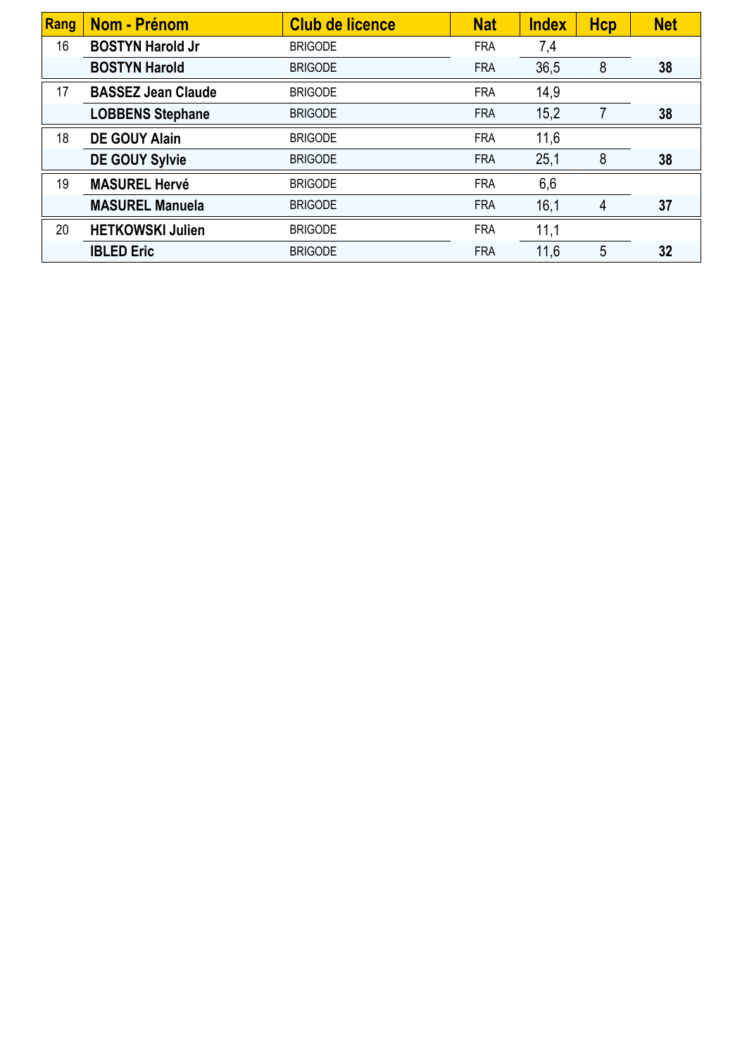| Rang | Nom - Prénom | Club de licence | Nat | Index | Hcp | Net |
|---|---|---|---|---|---|---|
| 16 | **BOSTYN Harold Jr** | BRIGODE | FRA | 7,4 | | |
| | **BOSTYN Harold** | BRIGODE | FRA | 36,5 | 8 | **38** |
| 17 | **BASSEZ Jean Claude** | BRIGODE | FRA | 14,9 | | |
| | **LOBBENS Stephane** | BRIGODE | FRA | 15,2 | 7 | **38** |
| 18 | **DE GOUY Alain** | BRIGODE | FRA | 11,6 | | |
| | **DE GOUY Sylvie** | BRIGODE | FRA | 25,1 | 8 | **38** |
| 19 | **MASUREL Hervé** | BRIGODE | FRA | 6,6 | | |
| | **MASUREL Manuela** | BRIGODE | FRA | 16,1 | 4 | **37** |
| 20 | **HETKOWSKI Julien** | BRIGODE | FRA | 11,1 | | |
| | **IBLED Eric** | BRIGODE | FRA | 11,6 | 5 | **32** |